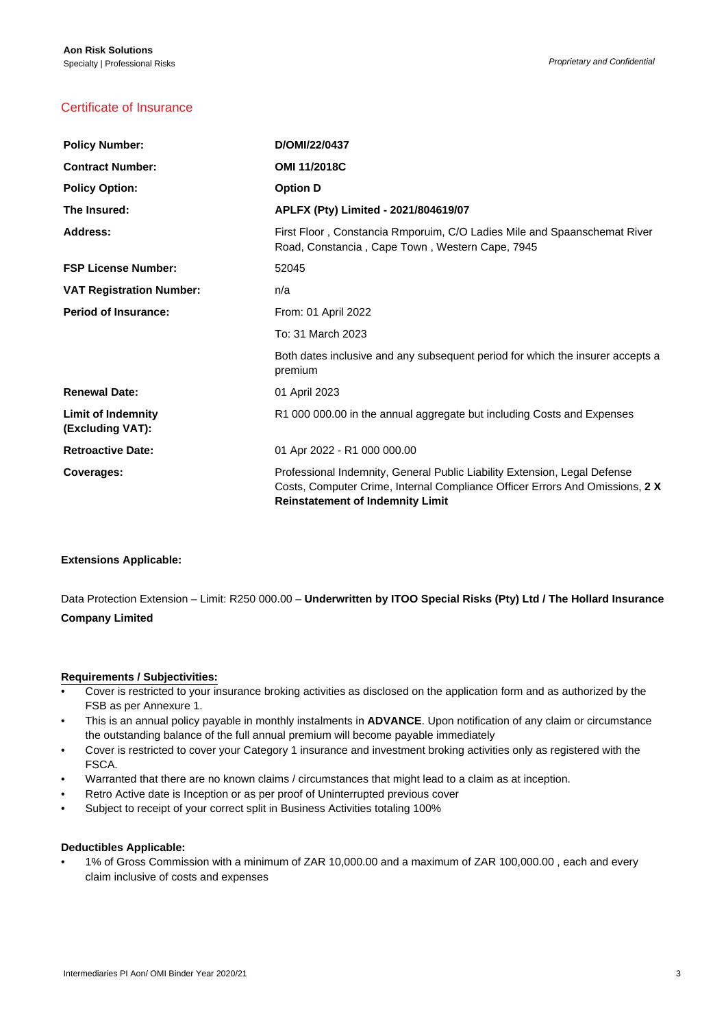**Aon Risk Solutions**
Specialty | Professional Risks

*Proprietary and Confidential*

## Certificate of Insurance

| | |
|---|---|
| **Policy Number:** | **D/OMI/22/0437** |
| **Contract Number:** | **OMI 11/2018C** |
| **Policy Option:** | **Option D** |
| **The Insured:** | **APLFX (Pty) Limited - 2021/804619/07** |
| **Address:** | First Floor , Constancia Rmporuim, C/O Ladies Mile and Spaanschemat River Road, Constancia , Cape Town , Western Cape, 7945 |
| **FSP License Number:** | 52045 |
| **VAT Registration Number:** | n/a |
| **Period of Insurance:** | From: 01 April 2022 |
| | To: 31 March 2023 |
| | Both dates inclusive and any subsequent period for which the insurer accepts a premium |
| **Renewal Date:** | 01 April 2023 |
| **Limit of Indemnity (Excluding VAT):** | R1 000 000.00 in the annual aggregate but including Costs and Expenses |
| **Retroactive Date:** | 01 Apr 2022 - R1 000 000.00 |
| **Coverages:** | Professional Indemnity, General Public Liability Extension, Legal Defense Costs, Computer Crime, Internal Compliance Officer Errors And Omissions, **2 X Reinstatement of Indemnity Limit** |

**Extensions Applicable:**

Data Protection Extension – Limit: R250 000.00 – **Underwritten by ITOO Special Risks (Pty) Ltd / The Hollard Insurance Company Limited**

**Requirements / Subjectivities:**

- Cover is restricted to your insurance broking activities as disclosed on the application form and as authorized by the FSB as per Annexure 1.
- This is an annual policy payable in monthly instalments in **ADVANCE**. Upon notification of any claim or circumstance the outstanding balance of the full annual premium will become payable immediately
- Cover is restricted to cover your Category 1 insurance and investment broking activities only as registered with the FSCA.
- Warranted that there are no known claims / circumstances that might lead to a claim as at inception.
- Retro Active date is Inception or as per proof of Uninterrupted previous cover
- Subject to receipt of your correct split in Business Activities totaling 100%

**Deductibles Applicable:**

- 1% of Gross Commission with a minimum of ZAR 10,000.00 and a maximum of ZAR 100,000.00 , each and every claim inclusive of costs and expenses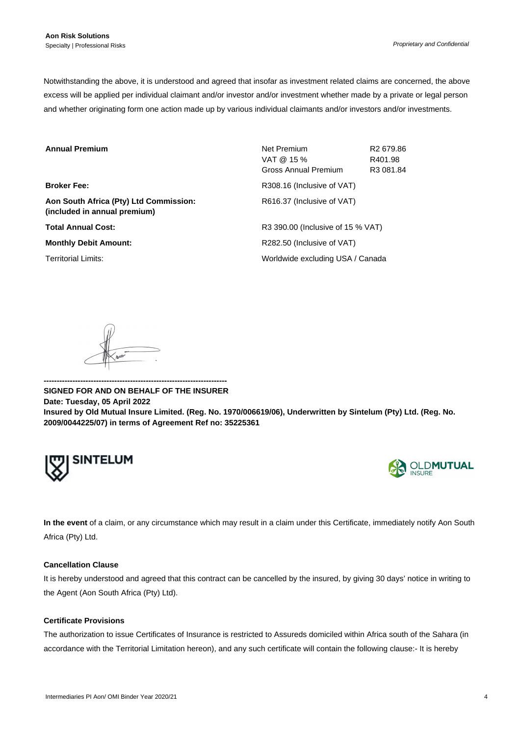Notwithstanding the above, it is understood and agreed that insofar as investment related claims are concerned, the above excess will be applied per individual claimant and/or investor and/or investment whether made by a private or legal person and whether originating form one action made up by various individual claimants and/or investors and/or investments.

| | | |
|---|---|---|
| **Annual Premium** | Net Premium<br>VAT @ 15 %<br>Gross Annual Premium | R2 679.86<br>R401.98<br>R3 081.84 |
| **Broker Fee:** | R308.16 (Inclusive of VAT) | |
| **Aon South Africa (Pty) Ltd Commission: (included in annual premium)** | R616.37 (Inclusive of VAT) | |
| **Total Annual Cost:** | R3 390.00 (Inclusive of 15 % VAT) | |
| **Monthly Debit Amount:** | R282.50 (Inclusive of VAT) | |
| Territorial Limits: | Worldwide excluding USA / Canada | |

---------------------------------------------------------------------

**SIGNED FOR AND ON BEHALF OF THE INSURER**
**Date: Tuesday, 05 April 2022**
**Insured by Old Mutual Insure Limited. (Reg. No. 1970/006619/06), Underwritten by Sintelum (Pty) Ltd. (Reg. No. 2009/0044225/07) in terms of Agreement Ref no: 35225361**

SINTELUM

OLDMUTUAL INSURE

**In the event** of a claim, or any circumstance which may result in a claim under this Certificate, immediately notify Aon South Africa (Pty) Ltd.

**Cancellation Clause**

It is hereby understood and agreed that this contract can be cancelled by the insured, by giving 30 days' notice in writing to the Agent (Aon South Africa (Pty) Ltd).

**Certificate Provisions**

The authorization to issue Certificates of Insurance is restricted to Assureds domiciled within Africa south of the Sahara (in accordance with the Territorial Limitation hereon), and any such certificate will contain the following clause:- It is hereby